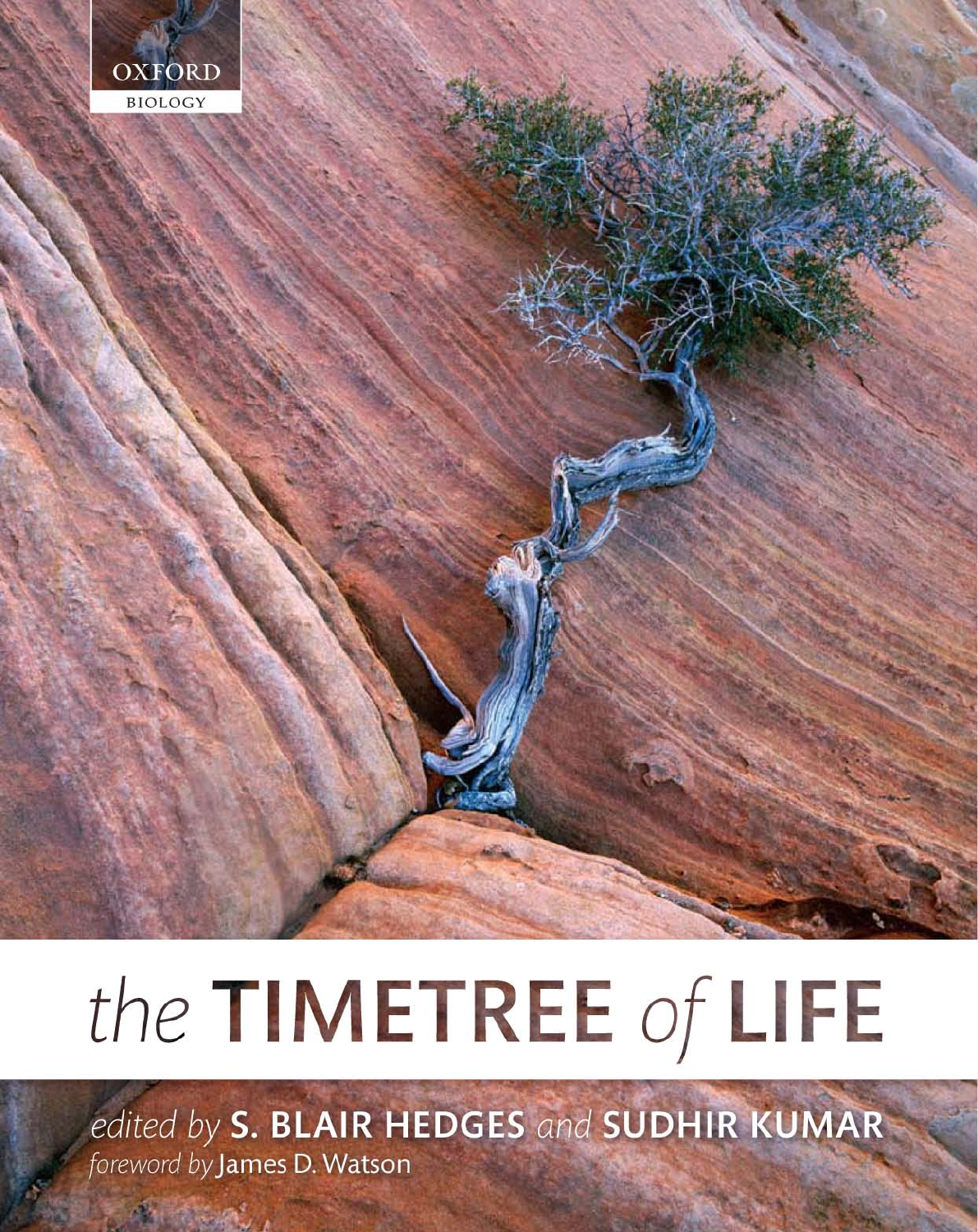OXFORD

BIOLOGY

# *the* TIMETREE *of* LIFE

*edited by* **S. BLAIR HEDGES** *and* **SUDHIR KUMAR**

*foreword by* James D. Watson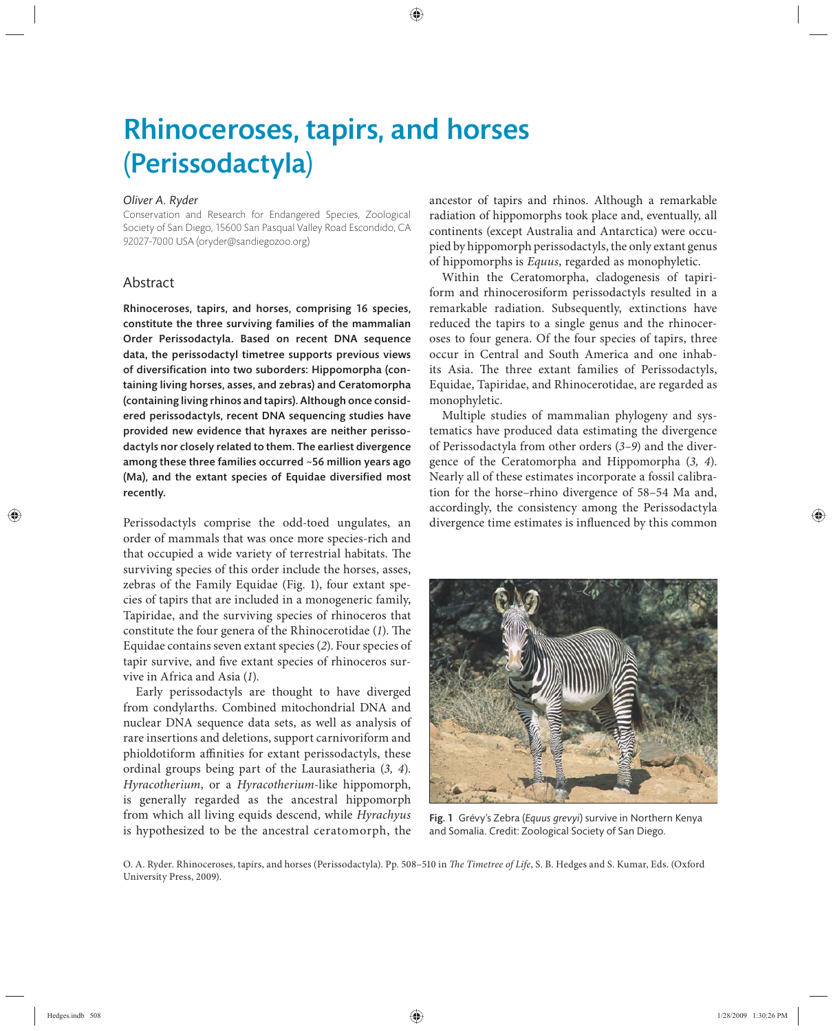# Rhinoceroses, tapirs, and horses (Perissodactyla)

*Oliver A. Ryder*

Conservation and Research for Endangered Species, Zoological Society of San Diego, 15600 San Pasqual Valley Road Escondido, CA 92027-7000 USA (oryder@sandiegozoo.org)

## Abstract

**Rhinoceroses, tapirs, and horses, comprising 16 species, constitute the three surviving families of the mammalian Order Perissodactyla. Based on recent DNA sequence data, the perissodactyl timetree supports previous views of diversification into two suborders: Hippomorpha (containing living horses, asses, and zebras) and Ceratomorpha (containing living rhinos and tapirs). Although once considered perissodactyls, recent DNA sequencing studies have provided new evidence that hyraxes are neither perissodactyls nor closely related to them. The earliest divergence among these three families occurred ~56 million years ago (Ma), and the extant species of Equidae diversified most recently.**

Perissodactyls comprise the odd-toed ungulates, an order of mammals that was once more species-rich and that occupied a wide variety of terrestrial habitats. The surviving species of this order include the horses, asses, zebras of the Family Equidae (Fig. 1), four extant species of tapirs that are included in a monogeneric family, Tapiridae, and the surviving species of rhinoceros that constitute the four genera of the Rhinocerotidae (*1*). The Equidae contains seven extant species (*2*). Four species of tapir survive, and five extant species of rhinoceros survive in Africa and Asia (*1*).

Early perissodactyls are thought to have diverged from condylarths. Combined mitochondrial DNA and nuclear DNA sequence data sets, as well as analysis of rare insertions and deletions, support carnivoriform and phioldotiform affinities for extant perissodactyls, these ordinal groups being part of the Laurasiatheria (*3, 4*). *Hyracotherium*, or a *Hyracotherium*-like hippomorph, is generally regarded as the ancestral hippomorph from which all living equids descend, while *Hyrachyus* is hypothesized to be the ancestral ceratomorph, the ancestor of tapirs and rhinos. Although a remarkable radiation of hippomorphs took place and, eventually, all continents (except Australia and Antarctica) were occupied by hippomorph perissodactyls, the only extant genus of hippomorphs is *Equus*, regarded as monophyletic.

Within the Ceratomorpha, cladogenesis of tapiriform and rhinocerosiform perissodactyls resulted in a remarkable radiation. Subsequently, extinctions have reduced the tapirs to a single genus and the rhinoceroses to four genera. Of the four species of tapirs, three occur in Central and South America and one inhabits Asia. The three extant families of Perissodactyls, Equidae, Tapiridae, and Rhinocerotidae, are regarded as monophyletic.

Multiple studies of mammalian phylogeny and systematics have produced data estimating the divergence of Perissodactyla from other orders (*3–9*) and the divergence of the Ceratomorpha and Hippomorpha (*3, 4*). Nearly all of these estimates incorporate a fossil calibration for the horse–rhino divergence of 58–54 Ma and, accordingly, the consistency among the Perissodactyla divergence time estimates is influenced by this common

**Fig. 1** Grévy's Zebra (*Equus grevyi*) survive in Northern Kenya and Somalia. Credit: Zoological Society of San Diego.

O. A. Ryder. Rhinoceroses, tapirs, and horses (Perissodactyla). Pp. 508–510 in *The Timetree of Life*, S. B. Hedges and S. Kumar, Eds. (Oxford University Press, 2009).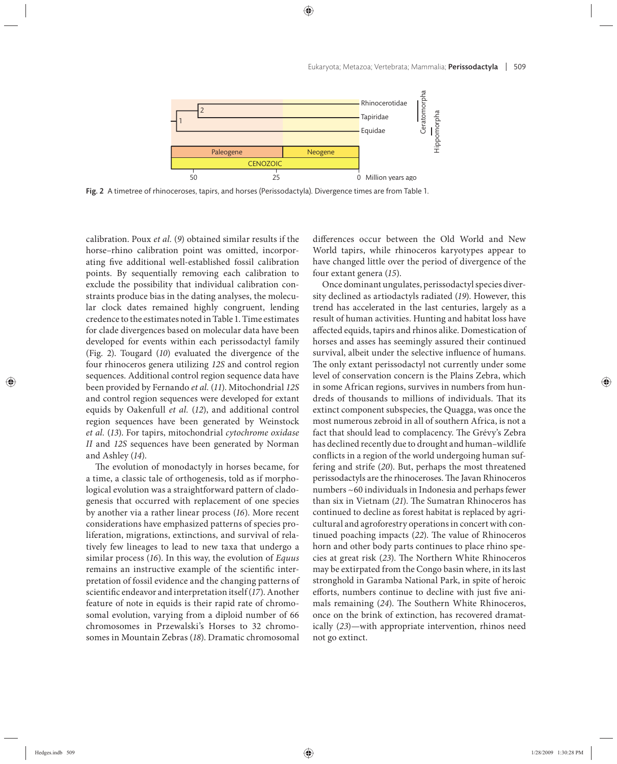Fig. 2 A timetree of rhinoceroses, tapirs, and horses (Perissodactyla). Divergence times are from Table 1.

calibration. Poux *et al.* (*9*) obtained similar results if the horse–rhino calibration point was omitted, incorporating five additional well-established fossil calibration points. By sequentially removing each calibration to exclude the possibility that individual calibration constraints produce bias in the dating analyses, the molecular clock dates remained highly congruent, lending credence to the estimates noted in Table 1. Time estimates for clade divergences based on molecular data have been developed for events within each perissodactyl family (Fig. 2). Tougard (*10*) evaluated the divergence of the four rhinoceros genera utilizing *12S* and control region sequences. Additional control region sequence data have been provided by Fernando *et al.* (*11*). Mitochondrial *12S* and control region sequences were developed for extant equids by Oakenfull *et al.* (*12*), and additional control region sequences have been generated by Weinstock *et al.* (*13*). For tapirs, mitochondrial *cytochrome oxidase II* and *12S* sequences have been generated by Norman and Ashley (*14*).

The evolution of monodactyly in horses became, for a time, a classic tale of orthogenesis, told as if morphological evolution was a straightforward pattern of cladogenesis that occurred with replacement of one species by another via a rather linear process (*16*). More recent considerations have emphasized patterns of species proliferation, migrations, extinctions, and survival of relatively few lineages to lead to new taxa that undergo a similar process (*16*). In this way, the evolution of *Equus* remains an instructive example of the scientific interpretation of fossil evidence and the changing patterns of scientific endeavor and interpretation itself (*17*). Another feature of note in equids is their rapid rate of chromosomal evolution, varying from a diploid number of 66 chromosomes in Przewalski's Horses to 32 chromosomes in Mountain Zebras (*18*). Dramatic chromosomal differences occur between the Old World and New World tapirs, while rhinoceros karyotypes appear to have changed little over the period of divergence of the four extant genera (*15*).

Once dominant ungulates, perissodactyl species diversity declined as artiodactyls radiated (*19*). However, this trend has accelerated in the last centuries, largely as a result of human activities. Hunting and habitat loss have affected equids, tapirs and rhinos alike. Domestication of horses and asses has seemingly assured their continued survival, albeit under the selective influence of humans. The only extant perissodactyl not currently under some level of conservation concern is the Plains Zebra, which in some African regions, survives in numbers from hundreds of thousands to millions of individuals. That its extinct component subspecies, the Quagga, was once the most numerous zebroid in all of southern Africa, is not a fact that should lead to complacency. The Grévy's Zebra has declined recently due to drought and human–wildlife conflicts in a region of the world undergoing human suffering and strife (*20*). But, perhaps the most threatened perissodactyls are the rhinoceroses. The Javan Rhinoceros numbers ~60 individuals in Indonesia and perhaps fewer than six in Vietnam (*21*). The Sumatran Rhinoceros has continued to decline as forest habitat is replaced by agricultural and agroforestry operations in concert with continued poaching impacts (*22*). The value of Rhinoceros horn and other body parts continues to place rhino species at great risk (*23*). The Northern White Rhinoceros may be extirpated from the Congo basin where, in its last stronghold in Garamba National Park, in spite of heroic efforts, numbers continue to decline with just five animals remaining (*24*). The Southern White Rhinoceros, once on the brink of extinction, has recovered dramatically (*23*)—with appropriate intervention, rhinos need not go extinct.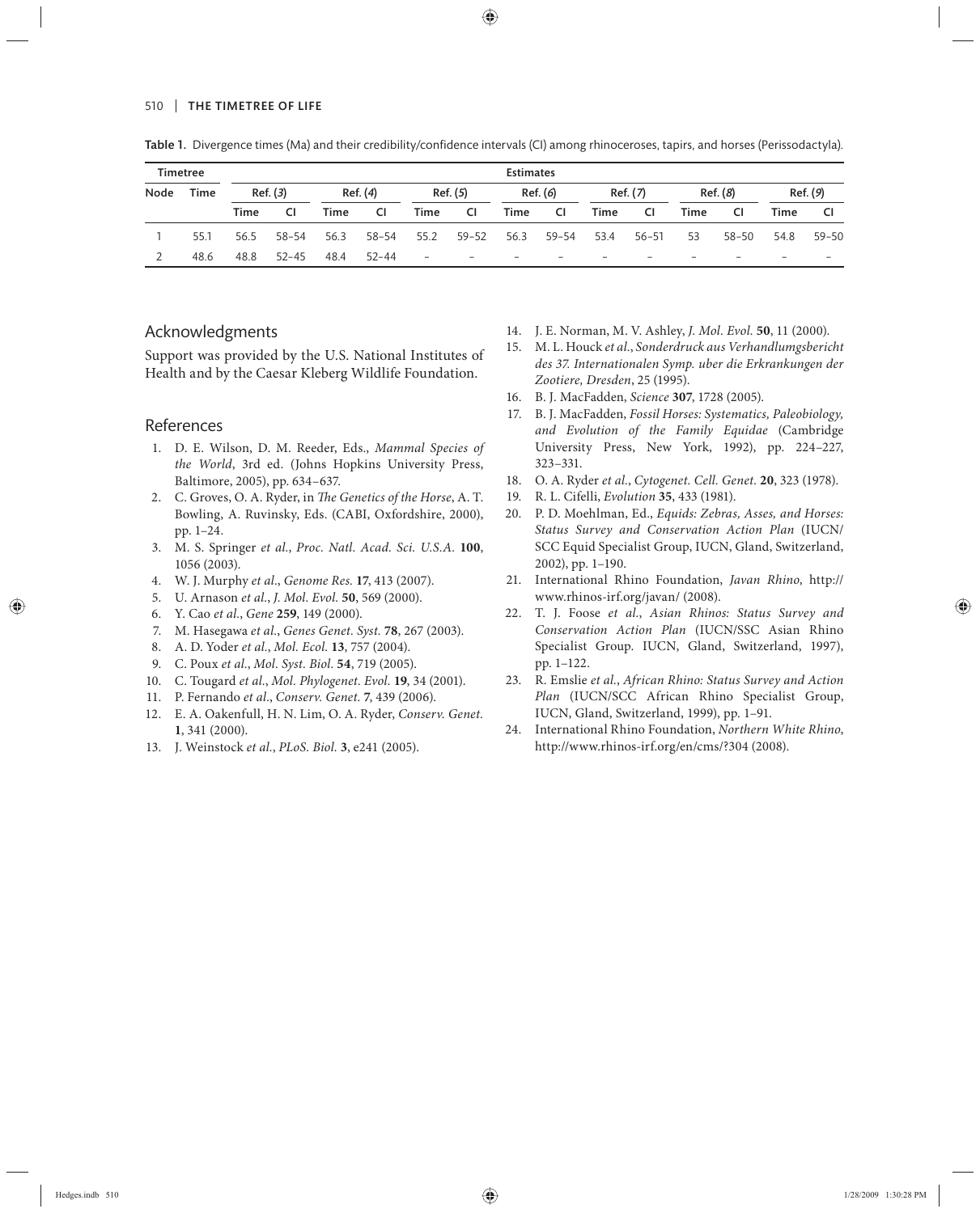Table 1. Divergence times (Ma) and their credibility/confidence intervals (CI) among rhinoceroses, tapirs, and horses (Perissodactyla).

| Timetree | | Estimates | | | | | | | | | | | | | |
|---|---|---|---|---|---|---|---|---|---|---|---|---|---|---|---|
| Node | Time | Ref. (*3*) | | Ref. (*4*) | | Ref. (*5*) | | Ref. (*6*) | | Ref. (*7*) | | Ref. (*8*) | | Ref. (*9*) | |
| | | Time | CI | Time | CI | Time | CI | Time | CI | Time | CI | Time | CI | Time | CI |
| 1 | 55.1 | 56.5 | 58–54 | 56.3 | 58–54 | 55.2 | 59–52 | 56.3 | 59–54 | 53.4 | 56–51 | 53 | 58–50 | 54.8 | 59–50 |
| 2 | 48.6 | 48.8 | 52–45 | 48.4 | 52–44 | – | – | – | – | – | – | – | – | – | – |

## Acknowledgments

Support was provided by the U.S. National Institutes of Health and by the Caesar Kleberg Wildlife Foundation.

## References

1. D. E. Wilson, D. M. Reeder, Eds., *Mammal Species of the World*, 3rd ed. (Johns Hopkins University Press, Baltimore, 2005), pp. 634–637.
2. C. Groves, O. A. Ryder, in *The Genetics of the Horse*, A. T. Bowling, A. Ruvinsky, Eds. (CABI, Oxfordshire, 2000), pp. 1–24.
3. M. S. Springer *et al.*, *Proc. Natl. Acad. Sci. U.S.A.* **100**, 1056 (2003).
4. W. J. Murphy *et al.*, *Genome Res.* **17**, 413 (2007).
5. U. Arnason *et al.*, *J. Mol. Evol.* **50**, 569 (2000).
6. Y. Cao *et al.*, *Gene* **259**, 149 (2000).
7. M. Hasegawa *et al.*, *Genes Genet. Syst.* **78**, 267 (2003).
8. A. D. Yoder *et al.*, *Mol. Ecol.* **13**, 757 (2004).
9. C. Poux *et al.*, *Mol. Syst. Biol.* **54**, 719 (2005).
10. C. Tougard *et al.*, *Mol. Phylogenet. Evol.* **19**, 34 (2001).
11. P. Fernando *et al.*, *Conserv. Genet.* **7**, 439 (2006).
12. E. A. Oakenfull, H. N. Lim, O. A. Ryder, *Conserv. Genet.* **1**, 341 (2000).
13. J. Weinstock *et al.*, *PLoS. Biol.* **3**, e241 (2005).
14. J. E. Norman, M. V. Ashley, *J. Mol. Evol.* **50**, 11 (2000).
15. M. L. Houck *et al.*, *Sonderdruck aus Verhandlumgsbericht des 37. Internationalen Symp. uber die Erkrankungen der Zootiere, Dresden*, 25 (1995).
16. B. J. MacFadden, *Science* **307**, 1728 (2005).
17. B. J. MacFadden, *Fossil Horses: Systematics, Paleobiology, and Evolution of the Family Equidae* (Cambridge University Press, New York, 1992), pp. 224–227, 323–331.
18. O. A. Ryder *et al.*, *Cytogenet. Cell. Genet.* **20**, 323 (1978).
19. R. L. Cifelli, *Evolution* **35**, 433 (1981).
20. P. D. Moehlman, Ed., *Equids: Zebras, Asses, and Horses: Status Survey and Conservation Action Plan* (IUCN/SCC Equid Specialist Group, IUCN, Gland, Switzerland, 2002), pp. 1–190.
21. International Rhino Foundation, *Javan Rhino*, http://www.rhinos-irf.org/javan/ (2008).
22. T. J. Foose *et al.*, *Asian Rhinos: Status Survey and Conservation Action Plan* (IUCN/SSC Asian Rhino Specialist Group. IUCN, Gland, Switzerland, 1997), pp. 1–122.
23. R. Emslie *et al.*, *African Rhino: Status Survey and Action Plan* (IUCN/SCC African Rhino Specialist Group, IUCN, Gland, Switzerland, 1999), pp. 1–91.
24. International Rhino Foundation, *Northern White Rhino*, http://www.rhinos-irf.org/en/cms/?304 (2008).